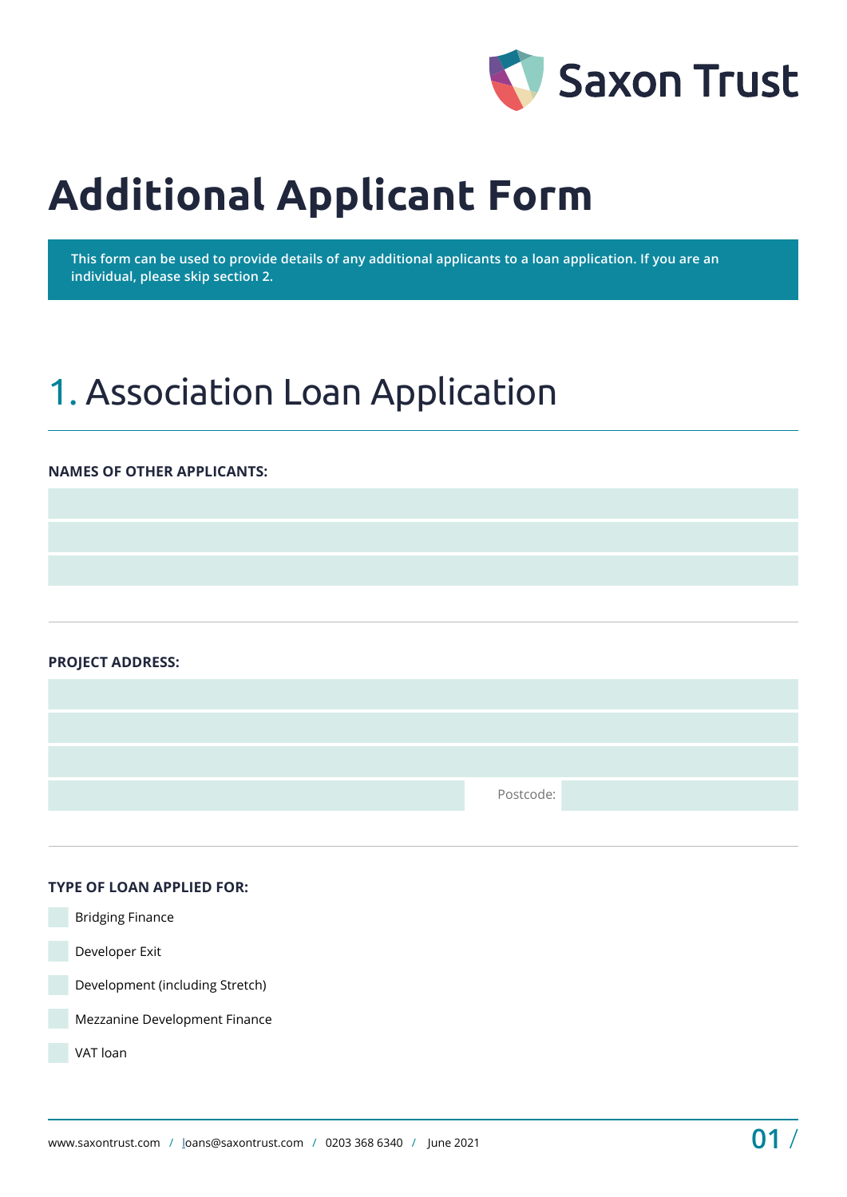Saxon Trust

# Additional Applicant Form

This form can be used to provide details of any additional applicants to a loan application. If you are an individual, please skip section 2.

## 1. Association Loan Application

**NAMES OF OTHER APPLICANTS:**

**PROJECT ADDRESS:**

Postcode:

**TYPE OF LOAN APPLIED FOR:**

- [ ] Bridging Finance
- [ ] Developer Exit
- [ ] Development (including Stretch)
- [ ] Mezzanine Development Finance
- [ ] VAT loan

www.saxontrust.com / loans@saxontrust.com / 0203 368 6340 / June 2021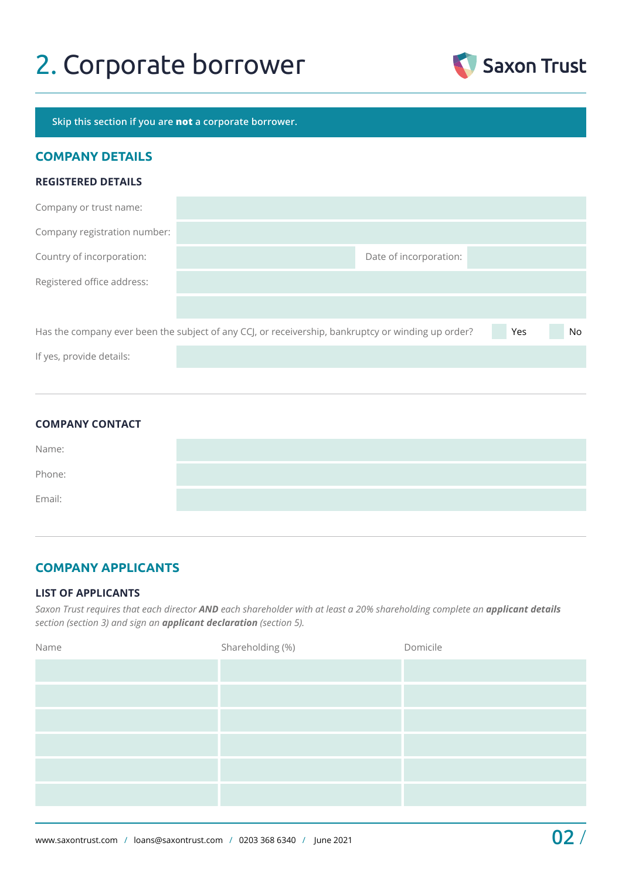# 2. Corporate borrower

Saxon Trust

Skip this section if you are **not** a corporate borrower.

## COMPANY DETAILS

### REGISTERED DETAILS

Company or trust name:

Company registration number:

Country of incorporation: Date of incorporation:

Registered office address:

Has the company ever been the subject of any CCJ, or receivership, bankruptcy or winding up order? Yes No

If yes, provide details:

### COMPANY CONTACT

Name:

Phone:

Email:

## COMPANY APPLICANTS

### LIST OF APPLICANTS

*Saxon Trust requires that each director **AND** each shareholder with at least a 20% shareholding complete an **applicant details** section (section 3) and sign an **applicant declaration** (section 5).*

| Name | Shareholding (%) | Domicile |
|---|---|---|
| | | |
| | | |
| | | |
| | | |
| | | |
| | | |

www.saxontrust.com / loans@saxontrust.com / 0203 368 6340 / June 2021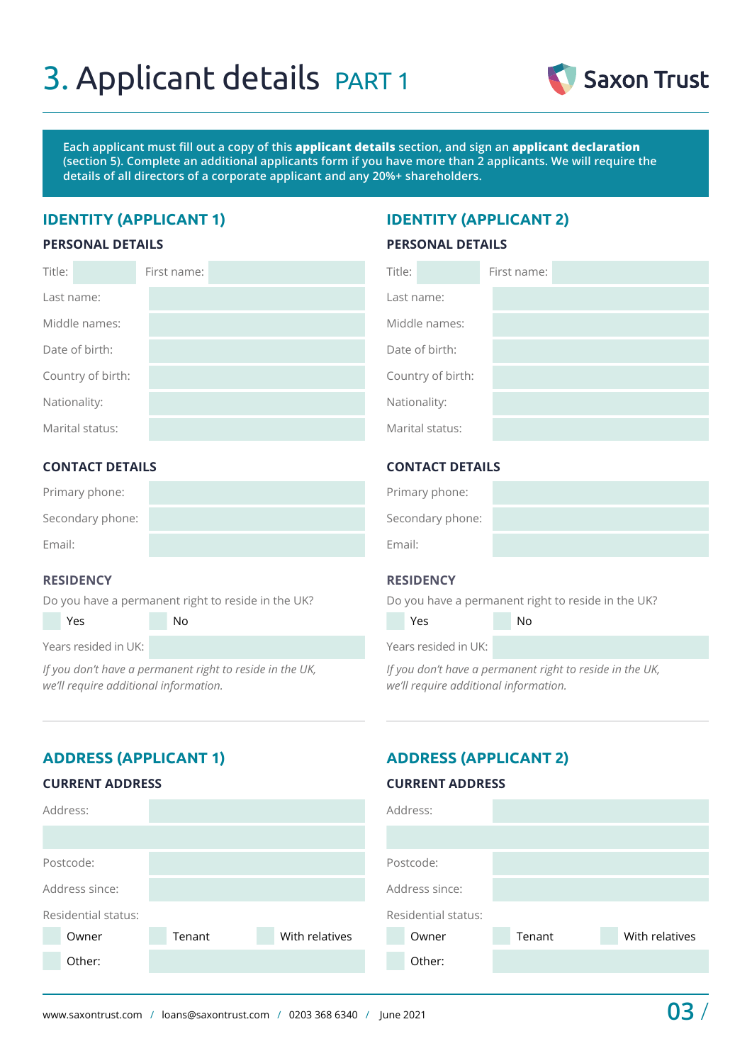# 3. Applicant details PART 1

Each applicant must fill out a copy of this **applicant details** section, and sign an **applicant declaration** (section 5). Complete an additional applicants form if you have more than 2 applicants. We will require the details of all directors of a corporate applicant and any 20%+ shareholders.

## IDENTITY (APPLICANT 1)

### PERSONAL DETAILS

Title:  First name:

Last name:

Middle names:

Date of birth:

Country of birth:

Nationality:

Marital status:

### CONTACT DETAILS

Primary phone:

Secondary phone:

Email:

### RESIDENCY

Do you have a permanent right to reside in the UK?

☐ Yes ☐ No

Years resided in UK:

*If you don't have a permanent right to reside in the UK, we'll require additional information.*

## IDENTITY (APPLICANT 2)

### PERSONAL DETAILS

Title:  First name:

Last name:

Middle names:

Date of birth:

Country of birth:

Nationality:

Marital status:

### CONTACT DETAILS

Primary phone:

Secondary phone:

Email:

### RESIDENCY

Do you have a permanent right to reside in the UK?

☐ Yes ☐ No

Years resided in UK:

*If you don't have a permanent right to reside in the UK, we'll require additional information.*

## ADDRESS (APPLICANT 1)

### CURRENT ADDRESS

Address:

Postcode:

Address since:

Residential status:

☐ Owner ☐ Tenant ☐ With relatives

☐ Other:

## ADDRESS (APPLICANT 2)

### CURRENT ADDRESS

Address:

Postcode:

Address since:

Residential status:

☐ Owner ☐ Tenant ☐ With relatives

☐ Other: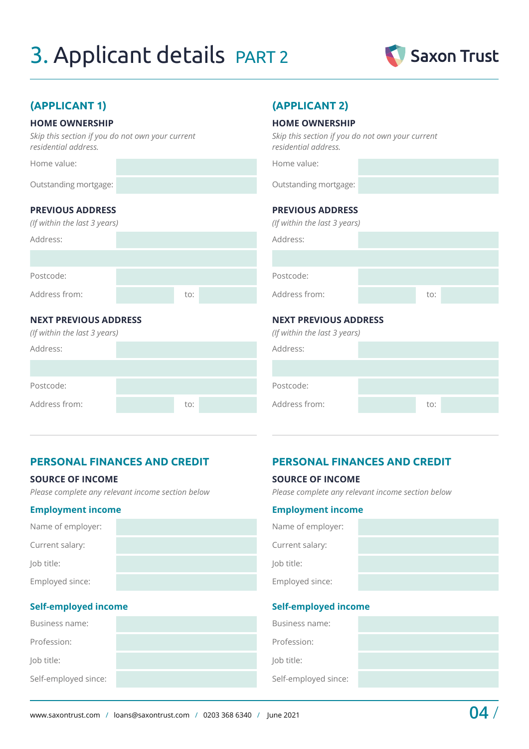# 3. Applicant details PART 2

Saxon Trust

## (APPLICANT 1)

### HOME OWNERSHIP

*Skip this section if you do not own your current residential address.*

| | |
|---|---|
| Home value: | |
| Outstanding mortgage: | |

### PREVIOUS ADDRESS

*(If within the last 3 years)*

| | | | |
|---|---|---|---|
| Address: | | | |
| | | | |
| Postcode: | | | |
| Address from: | | to: | |

### NEXT PREVIOUS ADDRESS

*(If within the last 3 years)*

| | | | |
|---|---|---|---|
| Address: | | | |
| | | | |
| Postcode: | | | |
| Address from: | | to: | |

## PERSONAL FINANCES AND CREDIT

### SOURCE OF INCOME

*Please complete any relevant income section below*

**Employment income**

| | |
|---|---|
| Name of employer: | |
| Current salary: | |
| Job title: | |
| Employed since: | |

**Self-employed income**

| | |
|---|---|
| Business name: | |
| Profession: | |
| Job title: | |
| Self-employed since: | |

## (APPLICANT 2)

### HOME OWNERSHIP

*Skip this section if you do not own your current residential address.*

| | |
|---|---|
| Home value: | |
| Outstanding mortgage: | |

### PREVIOUS ADDRESS

*(If within the last 3 years)*

| | | | |
|---|---|---|---|
| Address: | | | |
| | | | |
| Postcode: | | | |
| Address from: | | to: | |

### NEXT PREVIOUS ADDRESS

*(If within the last 3 years)*

| | | | |
|---|---|---|---|
| Address: | | | |
| | | | |
| Postcode: | | | |
| Address from: | | to: | |

## PERSONAL FINANCES AND CREDIT

### SOURCE OF INCOME

*Please complete any relevant income section below*

**Employment income**

| | |
|---|---|
| Name of employer: | |
| Current salary: | |
| Job title: | |
| Employed since: | |

**Self-employed income**

| | |
|---|---|
| Business name: | |
| Profession: | |
| Job title: | |
| Self-employed since: | |

www.saxontrust.com / loans@saxontrust.com / 0203 368 6340 / June 2021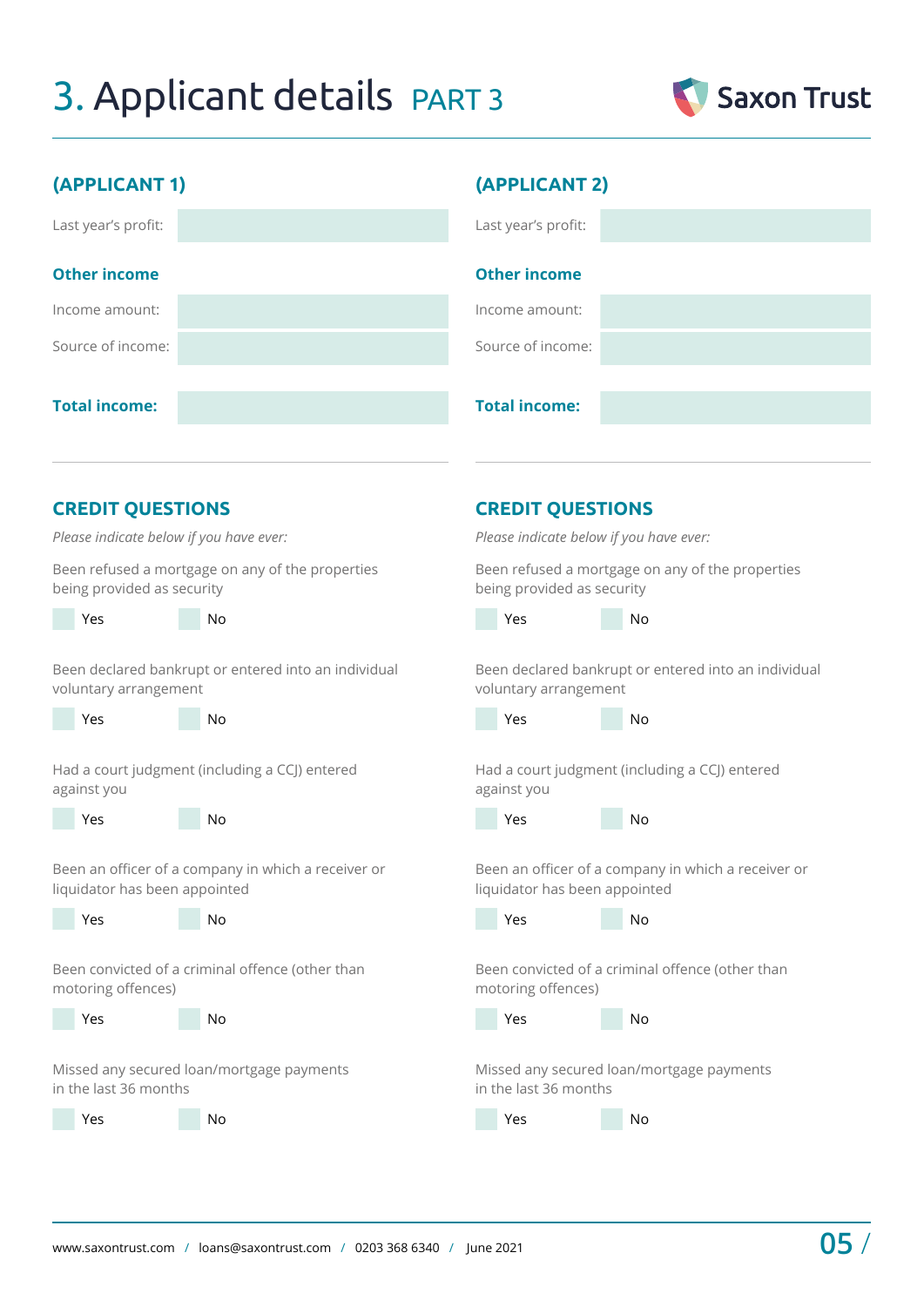# 3. Applicant details PART 3

Saxon Trust

## (APPLICANT 1)

Last year's profit:

### Other income

Income amount:

Source of income:

**Total income:**

### CREDIT QUESTIONS

*Please indicate below if you have ever:*

Been refused a mortgage on any of the properties being provided as security

☐ Yes ☐ No

Been declared bankrupt or entered into an individual voluntary arrangement

☐ Yes ☐ No

Had a court judgment (including a CCJ) entered against you

☐ Yes ☐ No

Been an officer of a company in which a receiver or liquidator has been appointed

☐ Yes ☐ No

Been convicted of a criminal offence (other than motoring offences)

☐ Yes ☐ No

Missed any secured loan/mortgage payments in the last 36 months

☐ Yes ☐ No

## (APPLICANT 2)

Last year's profit:

### Other income

Income amount:

Source of income:

**Total income:**

### CREDIT QUESTIONS

*Please indicate below if you have ever:*

Been refused a mortgage on any of the properties being provided as security

☐ Yes ☐ No

Been declared bankrupt or entered into an individual voluntary arrangement

☐ Yes ☐ No

Had a court judgment (including a CCJ) entered against you

☐ Yes ☐ No

Been an officer of a company in which a receiver or liquidator has been appointed

☐ Yes ☐ No

Been convicted of a criminal offence (other than motoring offences)

☐ Yes ☐ No

Missed any secured loan/mortgage payments in the last 36 months

☐ Yes ☐ No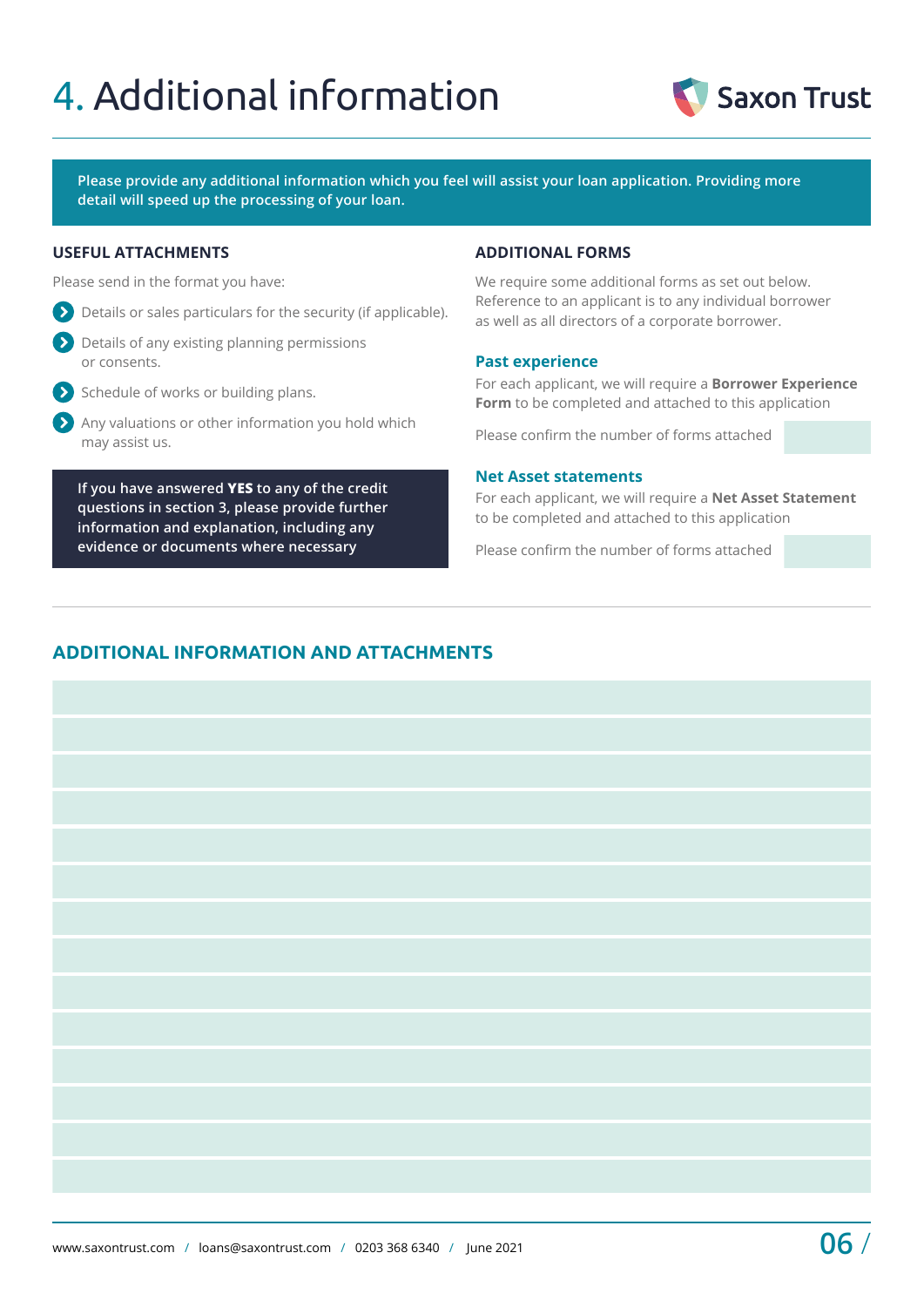# 4. Additional information

Saxon Trust

**Please provide any additional information which you feel will assist your loan application. Providing more detail will speed up the processing of your loan.**

### USEFUL ATTACHMENTS

Please send in the format you have:

- Details or sales particulars for the security (if applicable).
- Details of any existing planning permissions or consents.
- Schedule of works or building plans.
- Any valuations or other information you hold which may assist us.

**If you have answered YES to any of the credit questions in section 3, please provide further information and explanation, including any evidence or documents where necessary**

### ADDITIONAL FORMS

We require some additional forms as set out below. Reference to an applicant is to any individual borrower as well as all directors of a corporate borrower.

#### Past experience

For each applicant, we will require a **Borrower Experience Form** to be completed and attached to this application

Please confirm the number of forms attached

#### Net Asset statements

For each applicant, we will require a **Net Asset Statement** to be completed and attached to this application

Please confirm the number of forms attached

## ADDITIONAL INFORMATION AND ATTACHMENTS

www.saxontrust.com / loans@saxontrust.com / 0203 368 6340 / June 2021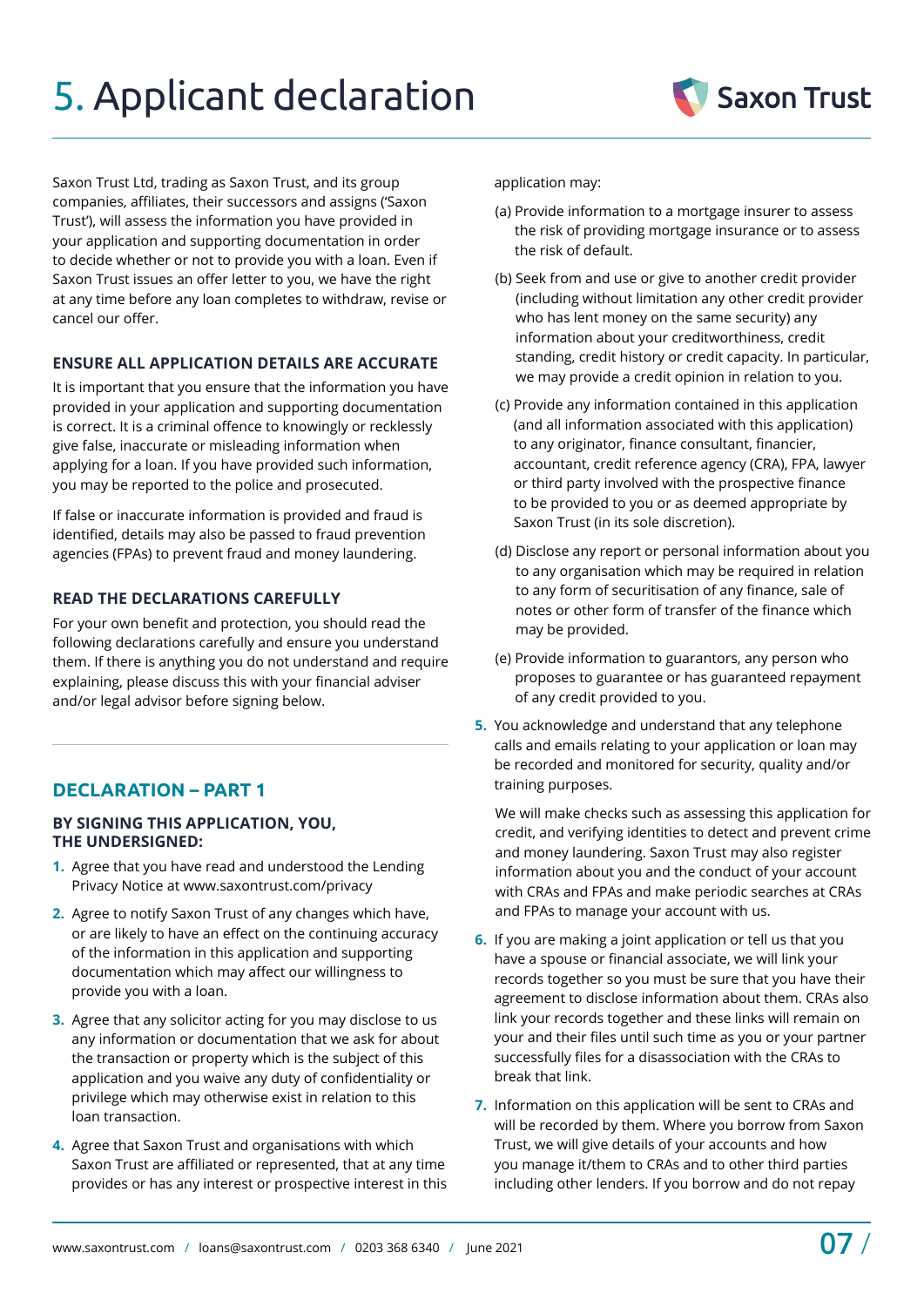# 5. Applicant declaration

Saxon Trust Ltd, trading as Saxon Trust, and its group companies, affiliates, their successors and assigns ('Saxon Trust'), will assess the information you have provided in your application and supporting documentation in order to decide whether or not to provide you with a loan. Even if Saxon Trust issues an offer letter to you, we have the right at any time before any loan completes to withdraw, revise or cancel our offer.

### ENSURE ALL APPLICATION DETAILS ARE ACCURATE

It is important that you ensure that the information you have provided in your application and supporting documentation is correct. It is a criminal offence to knowingly or recklessly give false, inaccurate or misleading information when applying for a loan. If you have provided such information, you may be reported to the police and prosecuted.

If false or inaccurate information is provided and fraud is identified, details may also be passed to fraud prevention agencies (FPAs) to prevent fraud and money laundering.

### READ THE DECLARATIONS CAREFULLY

For your own benefit and protection, you should read the following declarations carefully and ensure you understand them. If there is anything you do not understand and require explaining, please discuss this with your financial adviser and/or legal advisor before signing below.

## DECLARATION – PART 1

### BY SIGNING THIS APPLICATION, YOU, THE UNDERSIGNED:

1. Agree that you have read and understood the Lending Privacy Notice at www.saxontrust.com/privacy
2. Agree to notify Saxon Trust of any changes which have, or are likely to have an effect on the continuing accuracy of the information in this application and supporting documentation which may affect our willingness to provide you with a loan.
3. Agree that any solicitor acting for you may disclose to us any information or documentation that we ask for about the transaction or property which is the subject of this application and you waive any duty of confidentiality or privilege which may otherwise exist in relation to this loan transaction.
4. Agree that Saxon Trust and organisations with which Saxon Trust are affiliated or represented, that at any time provides or has any interest or prospective interest in this application may:
   - (a) Provide information to a mortgage insurer to assess the risk of providing mortgage insurance or to assess the risk of default.
   - (b) Seek from and use or give to another credit provider (including without limitation any other credit provider who has lent money on the same security) any information about your creditworthiness, credit standing, credit history or credit capacity. In particular, we may provide a credit opinion in relation to you.
   - (c) Provide any information contained in this application (and all information associated with this application) to any originator, finance consultant, financier, accountant, credit reference agency (CRA), FPA, lawyer or third party involved with the prospective finance to be provided to you or as deemed appropriate by Saxon Trust (in its sole discretion).
   - (d) Disclose any report or personal information about you to any organisation which may be required in relation to any form of securitisation of any finance, sale of notes or other form of transfer of the finance which may be provided.
   - (e) Provide information to guarantors, any person who proposes to guarantee or has guaranteed repayment of any credit provided to you.
5. You acknowledge and understand that any telephone calls and emails relating to your application or loan may be recorded and monitored for security, quality and/or training purposes.

   We will make checks such as assessing this application for credit, and verifying identities to detect and prevent crime and money laundering. Saxon Trust may also register information about you and the conduct of your account with CRAs and FPAs and make periodic searches at CRAs and FPAs to manage your account with us.
6. If you are making a joint application or tell us that you have a spouse or financial associate, we will link your records together so you must be sure that you have their agreement to disclose information about them. CRAs also link your records together and these links will remain on your and their files until such time as you or your partner successfully files for a disassociation with the CRAs to break that link.
7. Information on this application will be sent to CRAs and will be recorded by them. Where you borrow from Saxon Trust, we will give details of your accounts and how you manage it/them to CRAs and to other third parties including other lenders. If you borrow and do not repay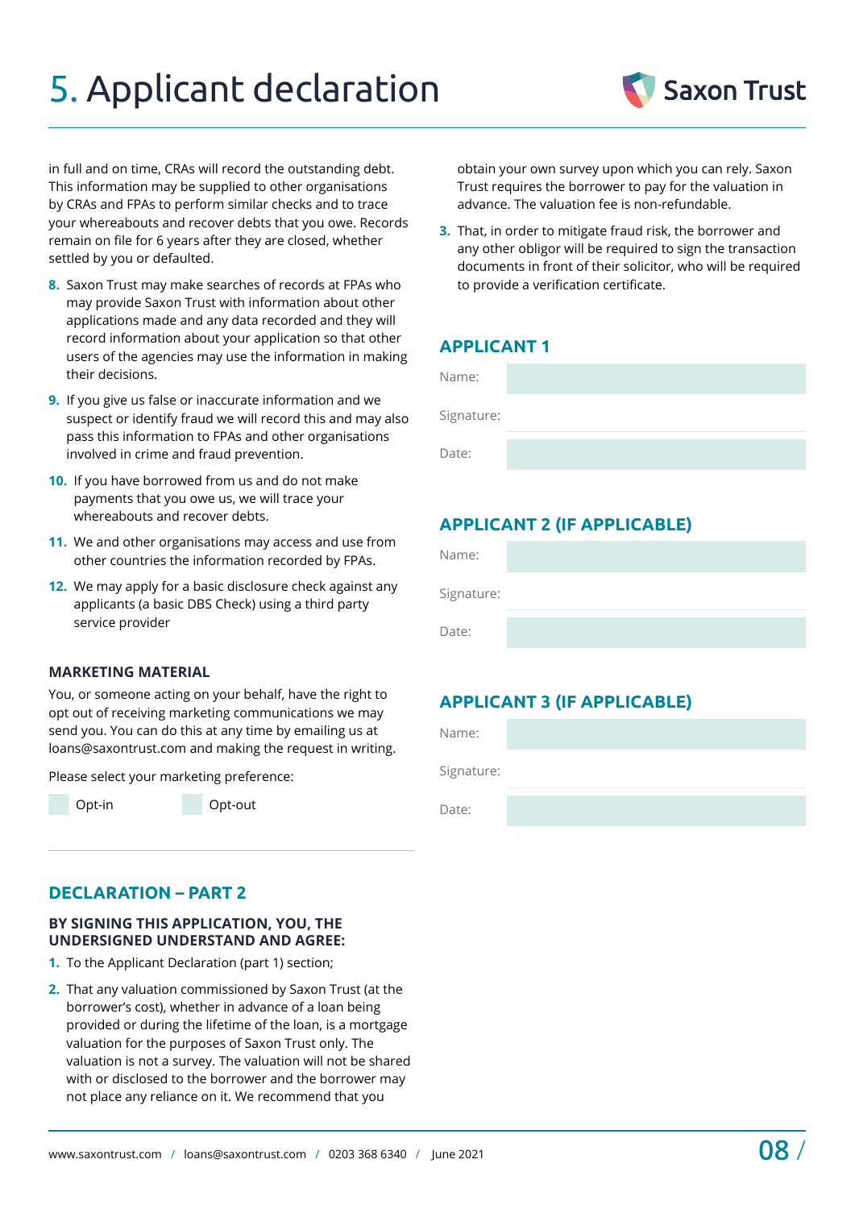# 5. Applicant declaration

in full and on time, CRAs will record the outstanding debt. This information may be supplied to other organisations by CRAs and FPAs to perform similar checks and to trace your whereabouts and recover debts that you owe. Records remain on file for 6 years after they are closed, whether settled by you or defaulted.

8. Saxon Trust may make searches of records at FPAs who may provide Saxon Trust with information about other applications made and any data recorded and they will record information about your application so that other users of the agencies may use the information in making their decisions.
9. If you give us false or inaccurate information and we suspect or identify fraud we will record this and may also pass this information to FPAs and other organisations involved in crime and fraud prevention.
10. If you have borrowed from us and do not make payments that you owe us, we will trace your whereabouts and recover debts.
11. We and other organisations may access and use from other countries the information recorded by FPAs.
12. We may apply for a basic disclosure check against any applicants (a basic DBS Check) using a third party service provider

### MARKETING MATERIAL

You, or someone acting on your behalf, have the right to opt out of receiving marketing communications we may send you. You can do this at any time by emailing us at loans@saxontrust.com and making the request in writing.

Please select your marketing preference:

☐ Opt-in ☐ Opt-out

## DECLARATION – PART 2

### BY SIGNING THIS APPLICATION, YOU, THE UNDERSIGNED UNDERSTAND AND AGREE:

1. To the Applicant Declaration (part 1) section;
2. That any valuation commissioned by Saxon Trust (at the borrower's cost), whether in advance of a loan being provided or during the lifetime of the loan, is a mortgage valuation for the purposes of Saxon Trust only. The valuation is not a survey. The valuation will not be shared with or disclosed to the borrower and the borrower may not place any reliance on it. We recommend that you obtain your own survey upon which you can rely. Saxon Trust requires the borrower to pay for the valuation in advance. The valuation fee is non-refundable.
3. That, in order to mitigate fraud risk, the borrower and any other obligor will be required to sign the transaction documents in front of their solicitor, who will be required to provide a verification certificate.

## APPLICANT 1

Name:

Signature:

Date:

## APPLICANT 2 (IF APPLICABLE)

Name:

Signature:

Date:

## APPLICANT 3 (IF APPLICABLE)

Name:

Signature:

Date: